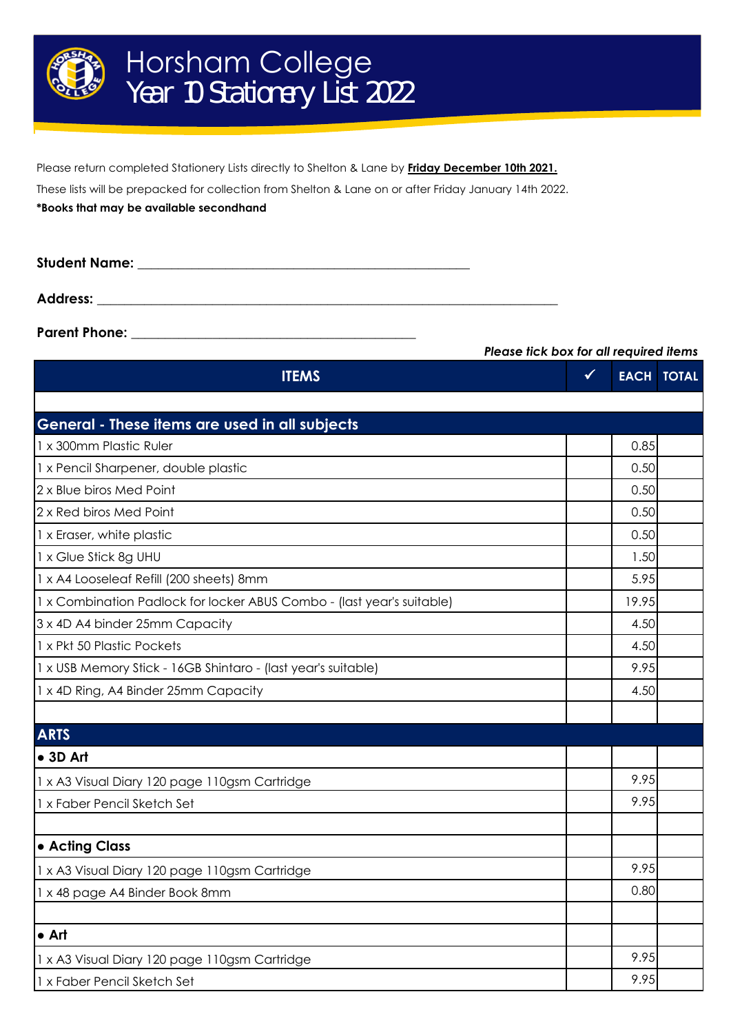# Horsham College
## Year 10 Stationery List 2022

Please return completed Stationery Lists directly to Shelton & Lane by **Friday December 10th 2021.**

These lists will be prepacked for collection from Shelton & Lane on or after Friday January 14th 2022.

**\*Books that may be available secondhand**

**Student Name:** ____________________________________________

**Address:** ____________________________________________________________

**Parent Phone:** ______________________________________

***Please tick box for all required items***

| ITEMS | ✓ | EACH | TOTAL |
|---|---|---|---|
| | | | |
| **General - These items are used in all subjects** | | | |
| 1 x 300mm Plastic Ruler | | 0.85 | |
| 1 x Pencil Sharpener, double plastic | | 0.50 | |
| 2 x Blue biros Med Point | | 0.50 | |
| 2 x Red biros Med Point | | 0.50 | |
| 1 x Eraser, white plastic | | 0.50 | |
| 1 x Glue Stick 8g UHU | | 1.50 | |
| 1 x A4 Looseleaf Refill (200 sheets) 8mm | | 5.95 | |
| 1 x Combination Padlock for locker ABUS Combo - (last year's suitable) | | 19.95 | |
| 3 x 4D A4 binder 25mm Capacity | | 4.50 | |
| 1 x Pkt 50 Plastic Pockets | | 4.50 | |
| 1 x USB Memory Stick - 16GB Shintaro - (last year's suitable) | | 9.95 | |
| 1 x 4D Ring, A4 Binder 25mm Capacity | | 4.50 | |
| | | | |
| **ARTS** | | | |
| **• 3D Art** | | | |
| 1 x A3 Visual Diary 120 page 110gsm Cartridge | | 9.95 | |
| 1 x Faber Pencil Sketch Set | | 9.95 | |
| | | | |
| **• Acting Class** | | | |
| 1 x A3 Visual Diary 120 page 110gsm Cartridge | | 9.95 | |
| 1 x 48 page A4 Binder Book 8mm | | 0.80 | |
| | | | |
| **• Art** | | | |
| 1 x A3 Visual Diary 120 page 110gsm Cartridge | | 9.95 | |
| 1 x Faber Pencil Sketch Set | | 9.95 | |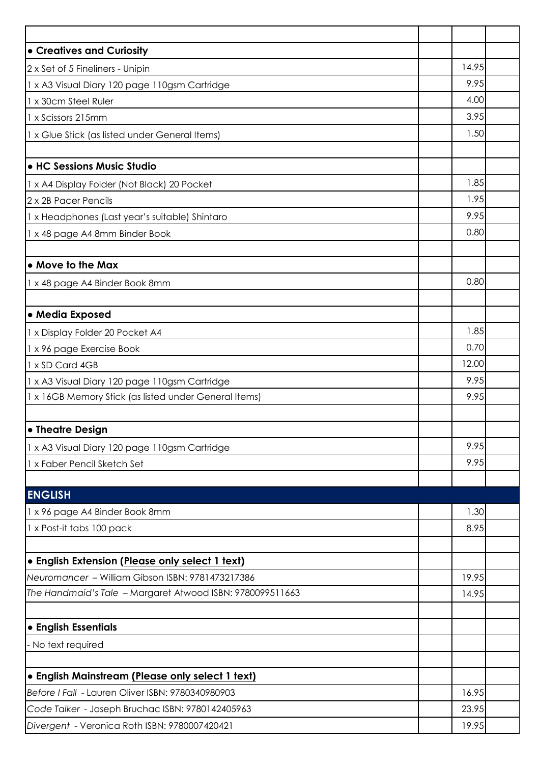| | | | |
|---|---|---|---|
| | | | |
| **• Creatives and Curiosity** | | | |
| 2 x Set of 5 Fineliners - Unipin | | 14.95 | |
| 1 x A3 Visual Diary 120 page 110gsm Cartridge | | 9.95 | |
| 1 x 30cm Steel Ruler | | 4.00 | |
| 1 x Scissors 215mm | | 3.95 | |
| 1 x Glue Stick (as listed under General Items) | | 1.50 | |
| | | | |
| **• HC Sessions Music Studio** | | | |
| 1 x A4 Display Folder (Not Black) 20 Pocket | | 1.85 | |
| 2 x 2B Pacer Pencils | | 1.95 | |
| 1 x Headphones (Last year's suitable) Shintaro | | 9.95 | |
| 1 x 48 page A4 8mm Binder Book | | 0.80 | |
| | | | |
| **• Move to the Max** | | | |
| 1 x 48 page A4 Binder Book 8mm | | 0.80 | |
| | | | |
| **• Media Exposed** | | | |
| 1 x Display Folder 20 Pocket A4 | | 1.85 | |
| 1 x 96 page Exercise Book | | 0.70 | |
| 1 x SD Card 4GB | | 12.00 | |
| 1 x A3 Visual Diary 120 page 110gsm Cartridge | | 9.95 | |
| 1 x 16GB Memory Stick (as listed under General Items) | | 9.95 | |
| | | | |
| **• Theatre Design** | | | |
| 1 x A3 Visual Diary 120 page 110gsm Cartridge | | 9.95 | |
| 1 x Faber Pencil Sketch Set | | 9.95 | |
| | | | |
| **ENGLISH** | | | |
| 1 x 96 page A4 Binder Book 8mm | | 1.30 | |
| 1 x Post-it tabs 100 pack | | 8.95 | |
| | | | |
| **• English Extension (Please only select 1 text)** | | | |
| *Neuromancer* – William Gibson ISBN: 9781473217386 | | 19.95 | |
| *The Handmaid's Tale* – Margaret Atwood ISBN: 9780099511663 | | 14.95 | |
| | | | |
| **• English Essentials** | | | |
| - No text required | | | |
| | | | |
| **• English Mainstream (Please only select 1 text)** | | | |
| *Before I Fall* - Lauren Oliver ISBN: 9780340980903 | | 16.95 | |
| *Code Talker* - Joseph Bruchac ISBN: 9780142405963 | | 23.95 | |
| *Divergent* - Veronica Roth ISBN: 9780007420421 | | 19.95 | |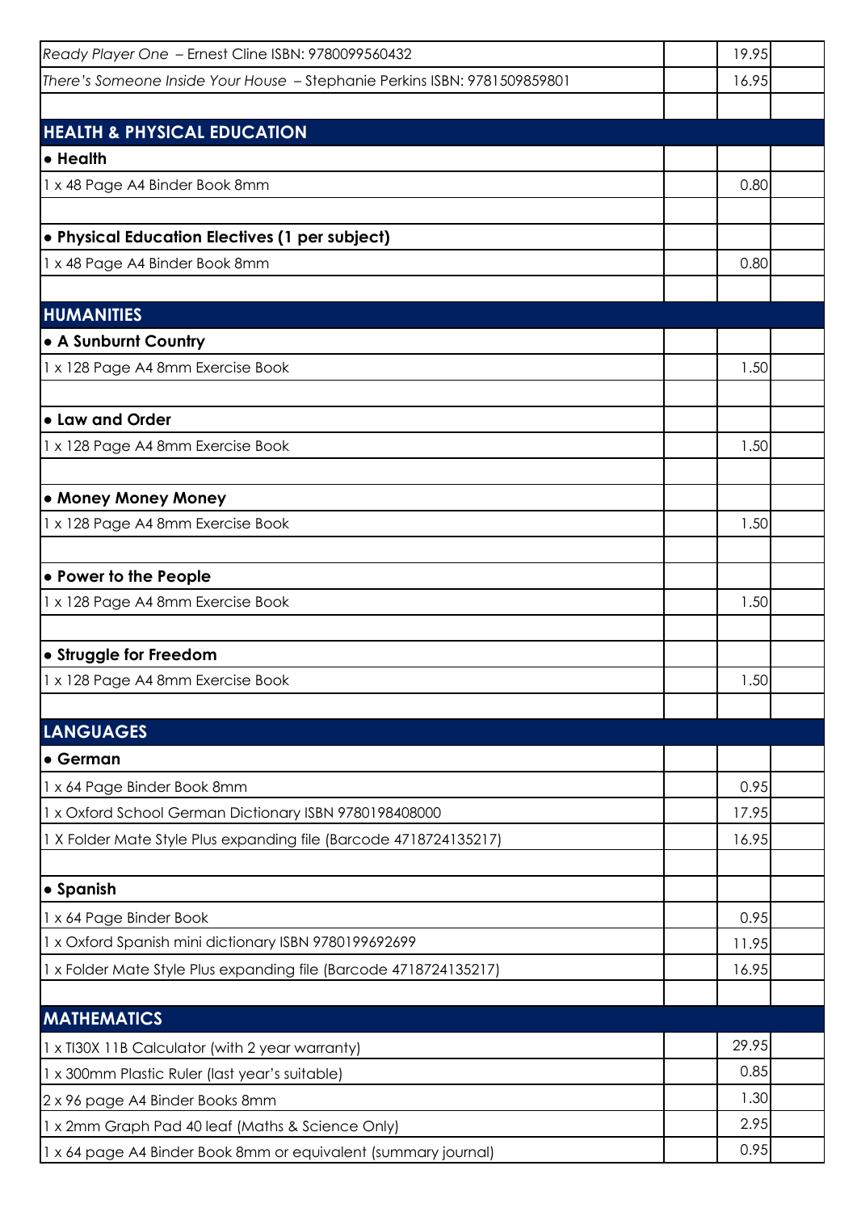| | | | |
|---|---|---|---|
| *Ready Player One* – Ernest Cline ISBN: 9780099560432 | | 19.95 | |
| *There's Someone Inside Your House* – Stephanie Perkins ISBN: 9781509859801 | | 16.95 | |
| | | | |
| **HEALTH & PHYSICAL EDUCATION** | | | |
| **• Health** | | | |
| 1 x 48 Page A4 Binder Book 8mm | | 0.80 | |
| | | | |
| **• Physical Education Electives (1 per subject)** | | | |
| 1 x 48 Page A4 Binder Book 8mm | | 0.80 | |
| | | | |
| **HUMANITIES** | | | |
| **• A Sunburnt Country** | | | |
| 1 x 128 Page A4 8mm Exercise Book | | 1.50 | |
| | | | |
| **• Law and Order** | | | |
| 1 x 128 Page A4 8mm Exercise Book | | 1.50 | |
| | | | |
| **• Money Money Money** | | | |
| 1 x 128 Page A4 8mm Exercise Book | | 1.50 | |
| | | | |
| **• Power to the People** | | | |
| 1 x 128 Page A4 8mm Exercise Book | | 1.50 | |
| | | | |
| **• Struggle for Freedom** | | | |
| 1 x 128 Page A4 8mm Exercise Book | | 1.50 | |
| | | | |
| **LANGUAGES** | | | |
| **• German** | | | |
| 1 x 64 Page Binder Book 8mm | | 0.95 | |
| 1 x Oxford School German Dictionary ISBN 9780198408000 | | 17.95 | |
| 1 X Folder Mate Style Plus expanding file (Barcode 4718724135217) | | 16.95 | |
| | | | |
| **• Spanish** | | | |
| 1 x 64 Page Binder Book | | 0.95 | |
| 1 x Oxford Spanish mini dictionary ISBN 9780199692699 | | 11.95 | |
| 1 x Folder Mate Style Plus expanding file (Barcode 4718724135217) | | 16.95 | |
| | | | |
| **MATHEMATICS** | | | |
| 1 x TI30X 11B Calculator (with 2 year warranty) | | 29.95 | |
| 1 x 300mm Plastic Ruler (last year's suitable) | | 0.85 | |
| 2 x 96 page A4 Binder Books 8mm | | 1.30 | |
| 1 x 2mm Graph Pad 40 leaf (Maths & Science Only) | | 2.95 | |
| 1 x 64 page A4 Binder Book 8mm or equivalent (summary journal) | | 0.95 | |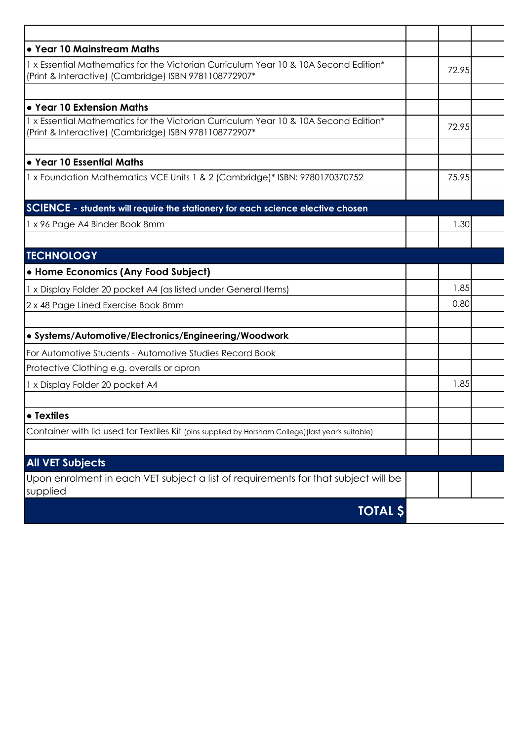| | | | |
|---|---|---|---|
| | | | |
| **• Year 10 Mainstream Maths** | | | |
| 1 x Essential Mathematics for the Victorian Curriculum Year 10 & 10A Second Edition* (Print & Interactive) (Cambridge) ISBN 9781108772907* | | 72.95 | |
| | | | |
| **• Year 10 Extension Maths** | | | |
| 1 x Essential Mathematics for the Victorian Curriculum Year 10 & 10A Second Edition* (Print & Interactive) (Cambridge) ISBN 9781108772907* | | 72.95 | |
| | | | |
| **• Year 10 Essential Maths** | | | |
| 1 x Foundation Mathematics VCE Units 1 & 2 (Cambridge)* ISBN: 9780170370752 | | 75.95 | |
| | | | |
| **SCIENCE - students will require the stationery for each science elective chosen** | | | |
| 1 x 96 Page A4 Binder Book 8mm | | 1.30 | |
| | | | |
| **TECHNOLOGY** | | | |
| **• Home Economics (Any Food Subject)** | | | |
| 1 x Display Folder 20 pocket A4 (as listed under General Items) | | 1.85 | |
| 2 x 48 Page Lined Exercise Book 8mm | | 0.80 | |
| | | | |
| **• Systems/Automotive/Electronics/Engineering/Woodwork** | | | |
| For Automotive Students - Automotive Studies Record Book | | | |
| Protective Clothing e.g. overalls or apron | | | |
| 1 x Display Folder 20 pocket A4 | | 1.85 | |
| | | | |
| **• Textiles** | | | |
| Container with lid used for Textiles Kit (pins supplied by Horsham College)(last year's suitable) | | | |
| | | | |
| **All VET Subjects** | | | |
| Upon enrolment in each VET subject a list of requirements for that subject will be supplied | | | |
| **TOTAL $** | | | |